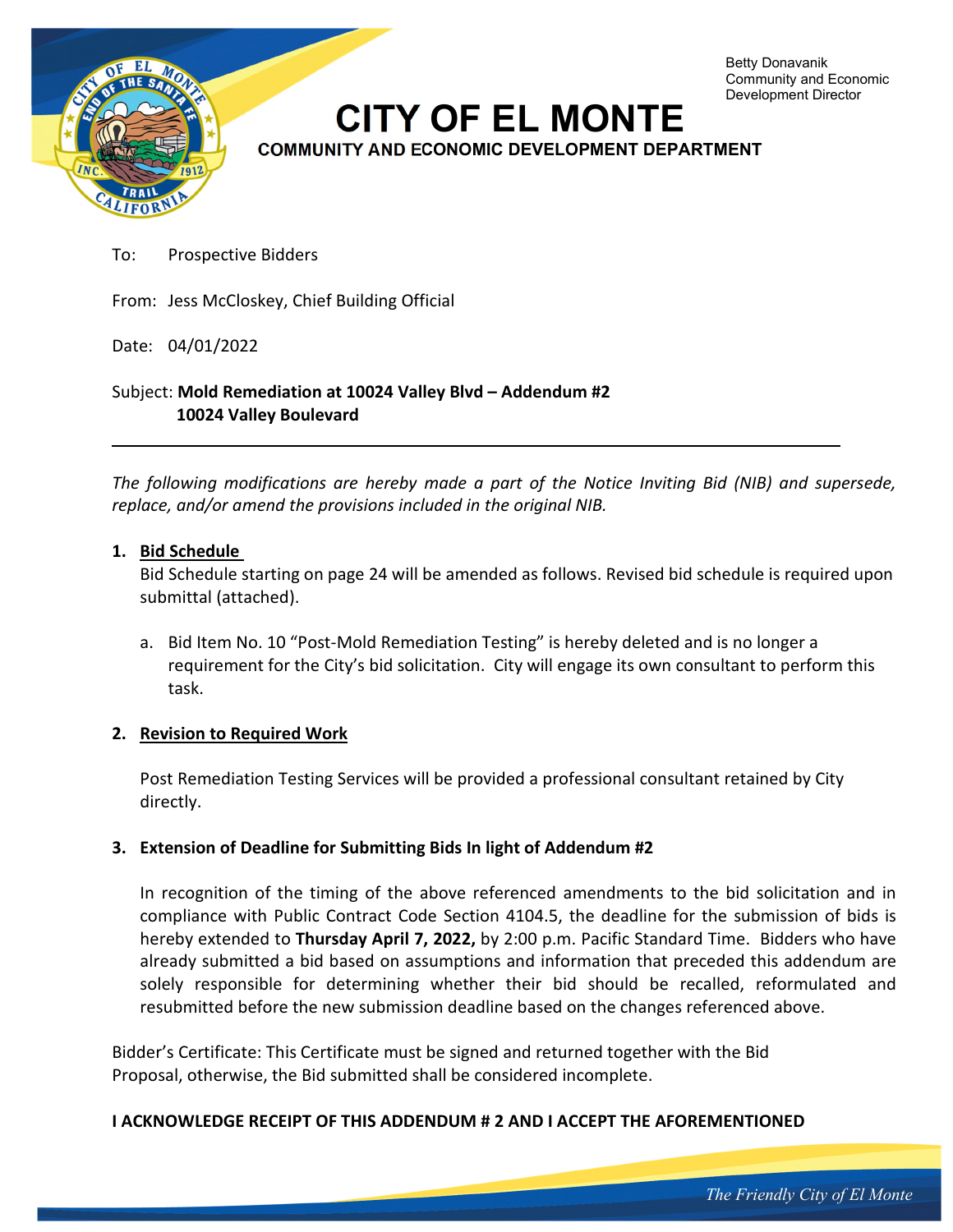Betty Donavanik
Community and Economic
Development Director

# CITY OF EL MONTE

## COMMUNITY AND ECONOMIC DEVELOPMENT DEPARTMENT

To: Prospective Bidders

From: Jess McCloskey, Chief Building Official

Date: 04/01/2022

Subject: **Mold Remediation at 10024 Valley Blvd – Addendum #2**
**10024 Valley Boulevard**

---

*The following modifications are hereby made a part of the Notice Inviting Bid (NIB) and supersede, replace, and/or amend the provisions included in the original NIB.*

1. **Bid Schedule**
   Bid Schedule starting on page 24 will be amended as follows. Revised bid schedule is required upon submittal (attached).

   a. Bid Item No. 10 "Post-Mold Remediation Testing" is hereby deleted and is no longer a requirement for the City's bid solicitation. City will engage its own consultant to perform this task.

2. **Revision to Required Work**

   Post Remediation Testing Services will be provided a professional consultant retained by City directly.

3. **Extension of Deadline for Submitting Bids In light of Addendum #2**

   In recognition of the timing of the above referenced amendments to the bid solicitation and in compliance with Public Contract Code Section 4104.5, the deadline for the submission of bids is hereby extended to **Thursday April 7, 2022,** by 2:00 p.m. Pacific Standard Time. Bidders who have already submitted a bid based on assumptions and information that preceded this addendum are solely responsible for determining whether their bid should be recalled, reformulated and resubmitted before the new submission deadline based on the changes referenced above.

Bidder's Certificate: This Certificate must be signed and returned together with the Bid Proposal, otherwise, the Bid submitted shall be considered incomplete.

**I ACKNOWLEDGE RECEIPT OF THIS ADDENDUM # 2 AND I ACCEPT THE AFOREMENTIONED**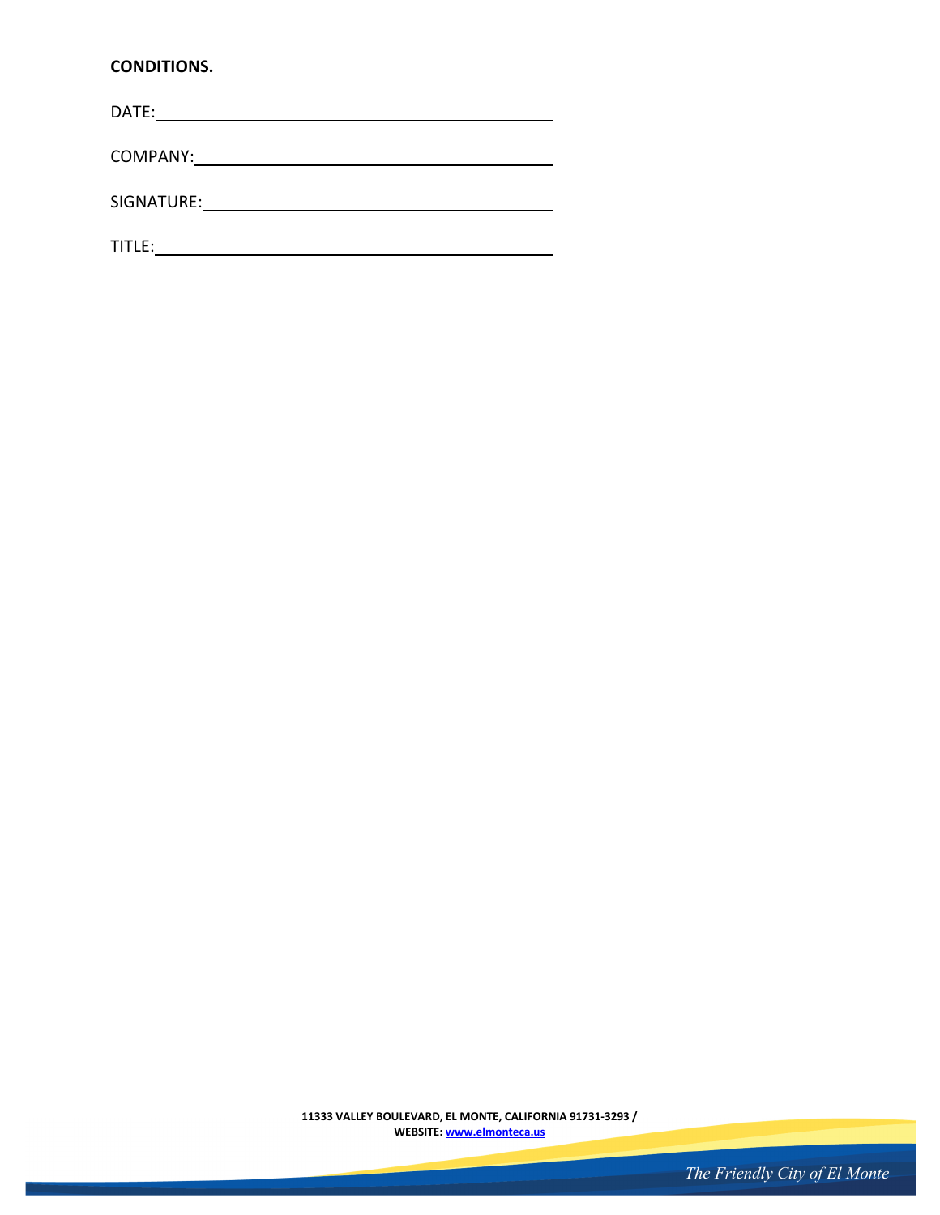**CONDITIONS.**

DATE: ______________________________________________

COMPANY: __________________________________________

SIGNATURE: ________________________________________

TITLE: _____________________________________________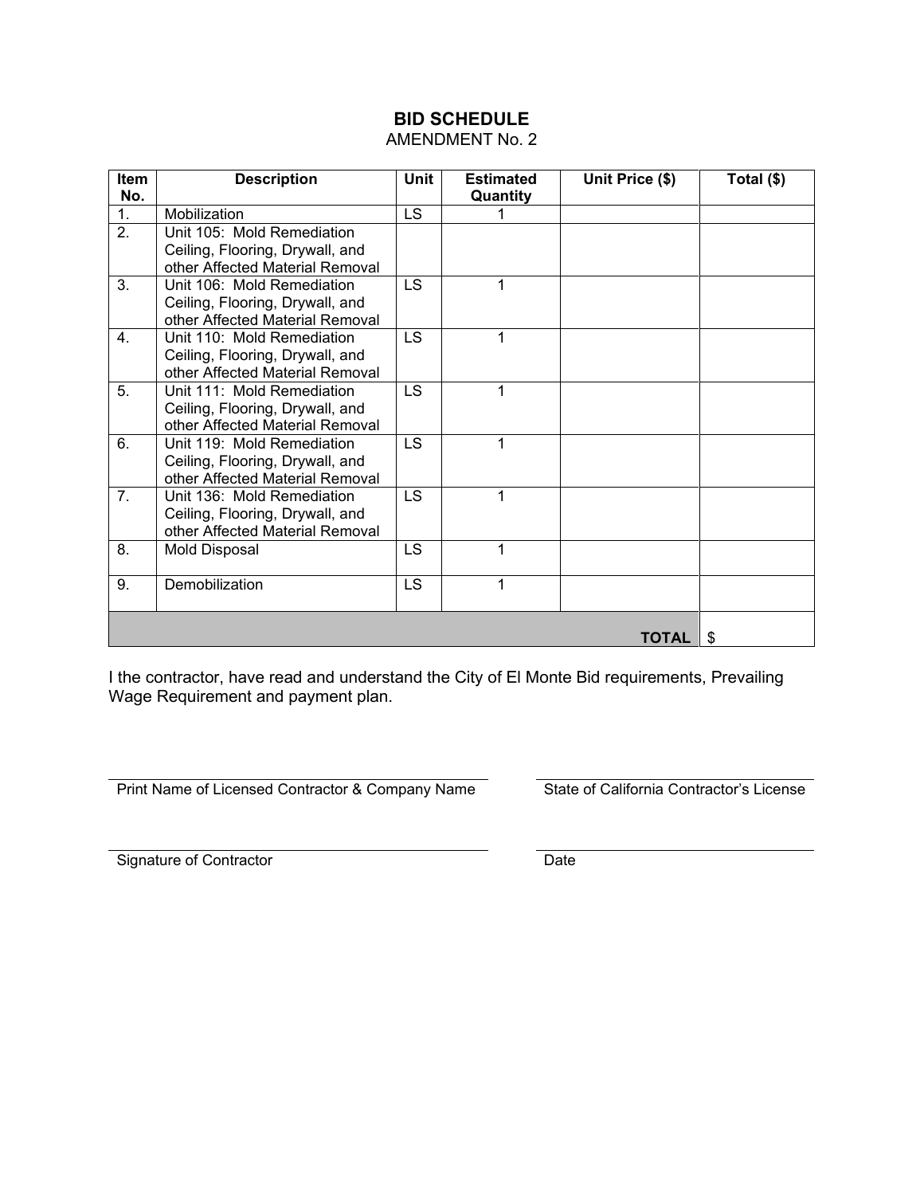# BID SCHEDULE

AMENDMENT No. 2

| Item No. | Description | Unit | Estimated Quantity | Unit Price ($) | Total ($) |
|---|---|---|---|---|---|
| 1. | Mobilization | LS | 1 | | |
| 2. | Unit 105: Mold Remediation Ceiling, Flooring, Drywall, and other Affected Material Removal | | | | |
| 3. | Unit 106: Mold Remediation Ceiling, Flooring, Drywall, and other Affected Material Removal | LS | 1 | | |
| 4. | Unit 110: Mold Remediation Ceiling, Flooring, Drywall, and other Affected Material Removal | LS | 1 | | |
| 5. | Unit 111: Mold Remediation Ceiling, Flooring, Drywall, and other Affected Material Removal | LS | 1 | | |
| 6. | Unit 119: Mold Remediation Ceiling, Flooring, Drywall, and other Affected Material Removal | LS | 1 | | |
| 7. | Unit 136: Mold Remediation Ceiling, Flooring, Drywall, and other Affected Material Removal | LS | 1 | | |
| 8. | Mold Disposal | LS | 1 | | |
| 9. | Demobilization | LS | 1 | | |
| | | | | **TOTAL** | $ |

I the contractor, have read and understand the City of El Monte Bid requirements, Prevailing Wage Requirement and payment plan.

Print Name of Licensed Contractor & Company Name

State of California Contractor's License

Signature of Contractor

Date